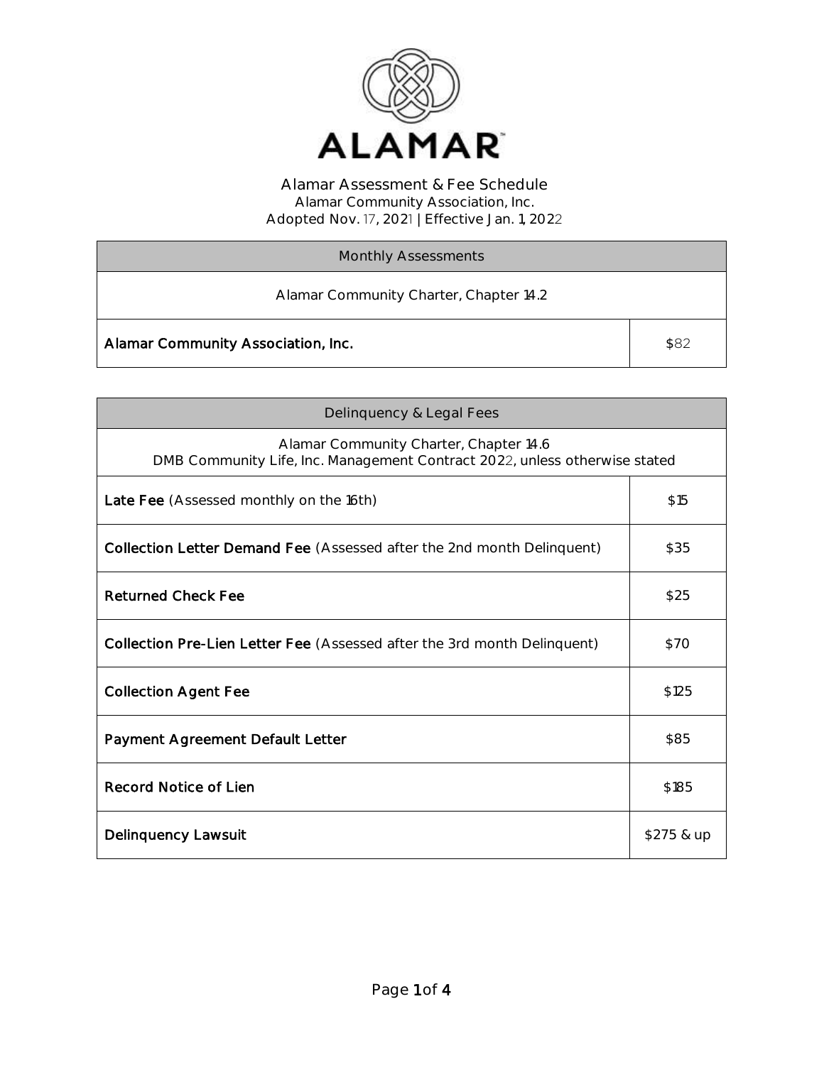# ALAMAR

Alamar Assessment & Fee Schedule
Alamar Community Association, Inc.
Adopted Nov. 17, 2021 | Effective Jan. 1, 2022

| Monthly Assessments | |
|---|---|
| Alamar Community Charter, Chapter 14.2 | |
| **Alamar Community Association, Inc.** | $82 |

| Delinquency & Legal Fees | |
|---|---|
| Alamar Community Charter, Chapter 14.6<br>DMB Community Life, Inc. Management Contract 2022, unless otherwise stated | |
| **Late Fee** (Assessed monthly on the 16th) | $15 |
| **Collection Letter Demand Fee** (Assessed after the 2nd month Delinquent) | $35 |
| **Returned Check Fee** | $25 |
| **Collection Pre-Lien Letter Fee** (Assessed after the 3rd month Delinquent) | $70 |
| **Collection Agent Fee** | $125 |
| **Payment Agreement Default Letter** | $85 |
| **Record Notice of Lien** | $185 |
| **Delinquency Lawsuit** | $275 & up |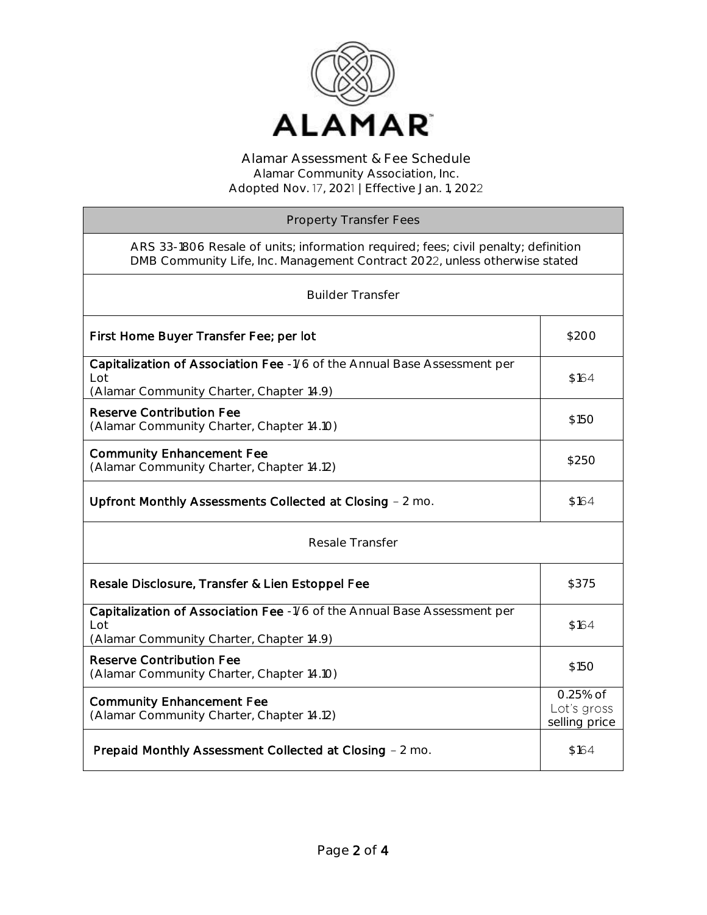# Alamar Assessment & Fee Schedule

Alamar Community Association, Inc.

Adopted Nov. 17, 2021 | Effective Jan. 1, 2022

| Property Transfer Fees | |
|---|---|
| ARS 33-1806 Resale of units; information required; fees; civil penalty; definition<br>DMB Community Life, Inc. Management Contract 2022, unless otherwise stated | |
| **Builder Transfer** | |
| **First Home Buyer Transfer Fee; per lot** | $200 |
| **Capitalization of Association Fee** -1/6 of the Annual Base Assessment per Lot<br>(Alamar Community Charter, Chapter 14.9) | $164 |
| **Reserve Contribution Fee**<br>(Alamar Community Charter, Chapter 14.10) | $150 |
| **Community Enhancement Fee**<br>(Alamar Community Charter, Chapter 14.12) | $250 |
| **Upfront Monthly Assessments Collected at Closing** – 2 mo. | $164 |
| **Resale Transfer** | |
| **Resale Disclosure, Transfer & Lien Estoppel Fee** | $375 |
| **Capitalization of Association Fee** -1/6 of the Annual Base Assessment per Lot<br>(Alamar Community Charter, Chapter 14.9) | $164 |
| **Reserve Contribution Fee**<br>(Alamar Community Charter, Chapter 14.10) | $150 |
| **Community Enhancement Fee**<br>(Alamar Community Charter, Chapter 14.12) | 0.25% of Lot's gross selling price |
| **Prepaid Monthly Assessment Collected at Closing** – 2 mo. | $164 |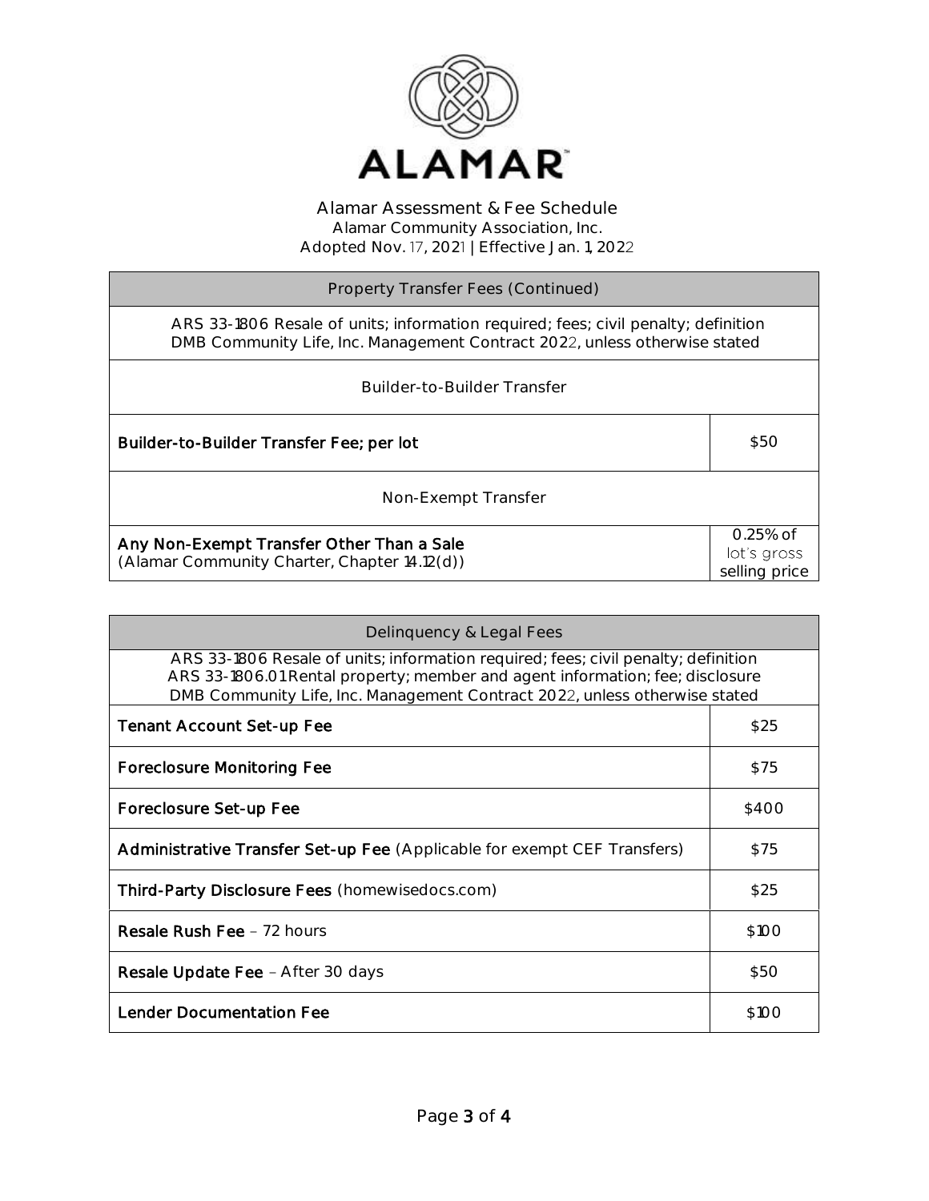# Alamar Assessment & Fee Schedule

Alamar Community Association, Inc.
Adopted Nov. 17, 2021 | Effective Jan. 1, 2022

| Property Transfer Fees (Continued) | |
| --- | --- |
| ARS 33-1806 Resale of units; information required; fees; civil penalty; definition<br>DMB Community Life, Inc. Management Contract 2022, unless otherwise stated | |
| Builder-to-Builder Transfer | |
| **Builder-to-Builder Transfer Fee; per lot** | $50 |
| Non-Exempt Transfer | |
| **Any Non-Exempt Transfer Other Than a Sale**<br>(Alamar Community Charter, Chapter 14.12(d)) | 0.25% of lot's gross selling price |

| Delinquency & Legal Fees | |
| --- | --- |
| ARS 33-1806 Resale of units; information required; fees; civil penalty; definition<br>ARS 33-1806.01 Rental property; member and agent information; fee; disclosure<br>DMB Community Life, Inc. Management Contract 2022, unless otherwise stated | |
| **Tenant Account Set-up Fee** | $25 |
| **Foreclosure Monitoring Fee** | $75 |
| **Foreclosure Set-up Fee** | $400 |
| **Administrative Transfer Set-up Fee** (Applicable for exempt CEF Transfers) | $75 |
| **Third-Party Disclosure Fees** (homewisedocs.com) | $25 |
| **Resale Rush Fee** – 72 hours | $100 |
| **Resale Update Fee** – After 30 days | $50 |
| **Lender Documentation Fee** | $100 |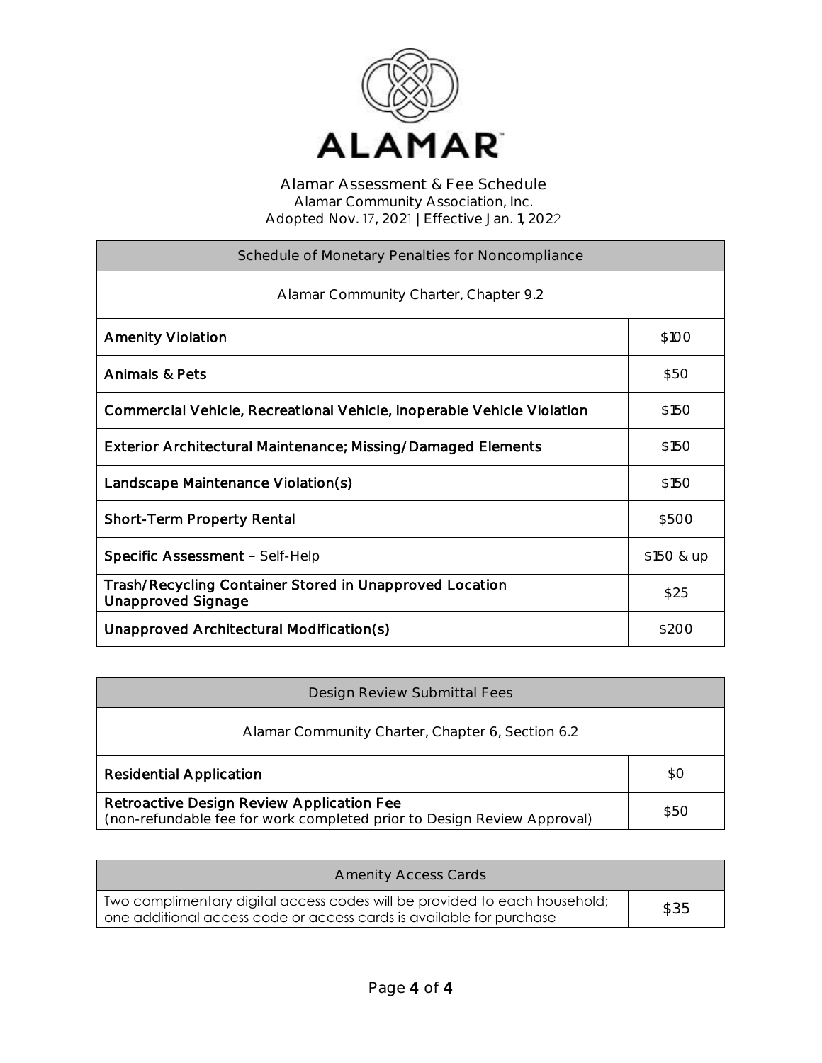ALAMAR

# Alamar Assessment & Fee Schedule

Alamar Community Association, Inc.
Adopted Nov. 17, 2021 | Effective Jan. 1, 2022

| Schedule of Monetary Penalties for Noncompliance | |
|---|---|
| Alamar Community Charter, Chapter 9.2 | |
| **Amenity Violation** | $100 |
| **Animals & Pets** | $50 |
| **Commercial Vehicle, Recreational Vehicle, Inoperable Vehicle Violation** | $150 |
| **Exterior Architectural Maintenance; Missing/Damaged Elements** | $150 |
| **Landscape Maintenance Violation(s)** | $150 |
| **Short-Term Property Rental** | $500 |
| **Specific Assessment** – Self-Help | $150 & up |
| **Trash/Recycling Container Stored in Unapproved Location** **Unapproved Signage** | $25 |
| **Unapproved Architectural Modification(s)** | $200 |

| Design Review Submittal Fees | |
|---|---|
| Alamar Community Charter, Chapter 6, Section 6.2 | |
| **Residential Application** | $0 |
| **Retroactive Design Review Application Fee** (non-refundable fee for work completed prior to Design Review Approval) | $50 |

| Amenity Access Cards | |
|---|---|
| Two complimentary digital access codes will be provided to each household; one additional access code or access cards is available for purchase | $35 |